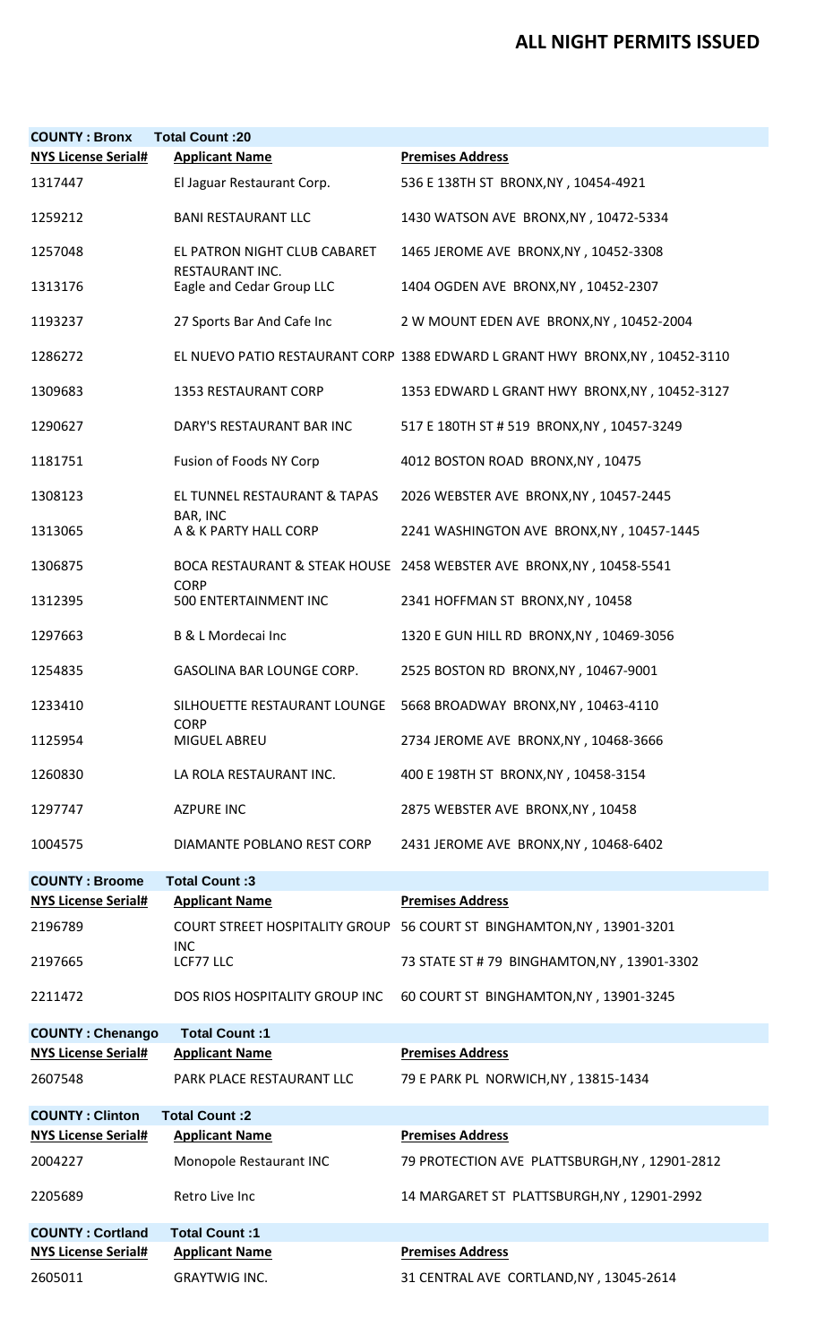# ALL NIGHT PERMITS ISSUED

**COUNTY : Bronx** **Total Count :20**

| NYS License Serial# | Applicant Name | Premises Address |
|---|---|---|
| 1317447 | El Jaguar Restaurant Corp. | 536 E 138TH ST BRONX,NY , 10454-4921 |
| 1259212 | BANI RESTAURANT LLC | 1430 WATSON AVE BRONX,NY , 10472-5334 |
| 1257048 | EL PATRON NIGHT CLUB CABARET RESTAURANT INC. | 1465 JEROME AVE BRONX,NY , 10452-3308 |
| 1313176 | Eagle and Cedar Group LLC | 1404 OGDEN AVE BRONX,NY , 10452-2307 |
| 1193237 | 27 Sports Bar And Cafe Inc | 2 W MOUNT EDEN AVE BRONX,NY , 10452-2004 |
| 1286272 | EL NUEVO PATIO RESTAURANT CORP | 1388 EDWARD L GRANT HWY BRONX,NY , 10452-3110 |
| 1309683 | 1353 RESTAURANT CORP | 1353 EDWARD L GRANT HWY BRONX,NY , 10452-3127 |
| 1290627 | DARY'S RESTAURANT BAR INC | 517 E 180TH ST # 519 BRONX,NY , 10457-3249 |
| 1181751 | Fusion of Foods NY Corp | 4012 BOSTON ROAD BRONX,NY , 10475 |
| 1308123 | EL TUNNEL RESTAURANT & TAPAS BAR, INC | 2026 WEBSTER AVE BRONX,NY , 10457-2445 |
| 1313065 | A & K PARTY HALL CORP | 2241 WASHINGTON AVE BRONX,NY , 10457-1445 |
| 1306875 | BOCA RESTAURANT & STEAK HOUSE CORP | 2458 WEBSTER AVE BRONX,NY , 10458-5541 |
| 1312395 | 500 ENTERTAINMENT INC | 2341 HOFFMAN ST BRONX,NY , 10458 |
| 1297663 | B & L Mordecai Inc | 1320 E GUN HILL RD BRONX,NY , 10469-3056 |
| 1254835 | GASOLINA BAR LOUNGE CORP. | 2525 BOSTON RD BRONX,NY , 10467-9001 |
| 1233410 | SILHOUETTE RESTAURANT LOUNGE CORP | 5668 BROADWAY BRONX,NY , 10463-4110 |
| 1125954 | MIGUEL ABREU | 2734 JEROME AVE BRONX,NY , 10468-3666 |
| 1260830 | LA ROLA RESTAURANT INC. | 400 E 198TH ST BRONX,NY , 10458-3154 |
| 1297747 | AZPURE INC | 2875 WEBSTER AVE BRONX,NY , 10458 |
| 1004575 | DIAMANTE POBLANO REST CORP | 2431 JEROME AVE BRONX,NY , 10468-6402 |

**COUNTY : Broome** **Total Count :3**

| NYS License Serial# | Applicant Name | Premises Address |
|---|---|---|
| 2196789 | COURT STREET HOSPITALITY GROUP INC | 56 COURT ST BINGHAMTON,NY , 13901-3201 |
| 2197665 | LCF77 LLC | 73 STATE ST # 79 BINGHAMTON,NY , 13901-3302 |
| 2211472 | DOS RIOS HOSPITALITY GROUP INC | 60 COURT ST BINGHAMTON,NY , 13901-3245 |

**COUNTY : Chenango** **Total Count :1**

| NYS License Serial# | Applicant Name | Premises Address |
|---|---|---|
| 2607548 | PARK PLACE RESTAURANT LLC | 79 E PARK PL NORWICH,NY , 13815-1434 |

**COUNTY : Clinton** **Total Count :2**

| NYS License Serial# | Applicant Name | Premises Address |
|---|---|---|
| 2004227 | Monopole Restaurant INC | 79 PROTECTION AVE PLATTSBURGH,NY , 12901-2812 |
| 2205689 | Retro Live Inc | 14 MARGARET ST PLATTSBURGH,NY , 12901-2992 |

**COUNTY : Cortland** **Total Count :1**

| NYS License Serial# | Applicant Name | Premises Address |
|---|---|---|
| 2605011 | GRAYTWIG INC. | 31 CENTRAL AVE CORTLAND,NY , 13045-2614 |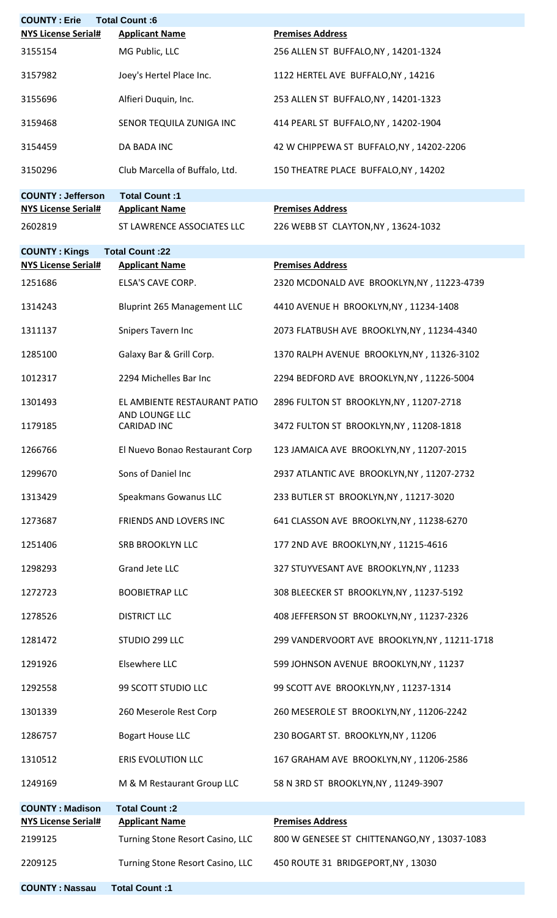**COUNTY : Erie** **Total Count :6**

| NYS License Serial# | Applicant Name | Premises Address |
|---|---|---|
| 3155154 | MG Public, LLC | 256 ALLEN ST BUFFALO,NY , 14201-1324 |
| 3157982 | Joey's Hertel Place Inc. | 1122 HERTEL AVE BUFFALO,NY , 14216 |
| 3155696 | Alfieri Duquin, Inc. | 253 ALLEN ST BUFFALO,NY , 14201-1323 |
| 3159468 | SENOR TEQUILA ZUNIGA INC | 414 PEARL ST BUFFALO,NY , 14202-1904 |
| 3154459 | DA BADA INC | 42 W CHIPPEWA ST BUFFALO,NY , 14202-2206 |
| 3150296 | Club Marcella of Buffalo, Ltd. | 150 THEATRE PLACE BUFFALO,NY , 14202 |

**COUNTY : Jefferson** **Total Count :1**

| NYS License Serial# | Applicant Name | Premises Address |
|---|---|---|
| 2602819 | ST LAWRENCE ASSOCIATES LLC | 226 WEBB ST CLAYTON,NY , 13624-1032 |

**COUNTY : Kings** **Total Count :22**

| NYS License Serial# | Applicant Name | Premises Address |
|---|---|---|
| 1251686 | ELSA'S CAVE CORP. | 2320 MCDONALD AVE BROOKLYN,NY , 11223-4739 |
| 1314243 | Bluprint 265 Management LLC | 4410 AVENUE H BROOKLYN,NY , 11234-1408 |
| 1311137 | Snipers Tavern Inc | 2073 FLATBUSH AVE BROOKLYN,NY , 11234-4340 |
| 1285100 | Galaxy Bar & Grill Corp. | 1370 RALPH AVENUE BROOKLYN,NY , 11326-3102 |
| 1012317 | 2294 Michelles Bar Inc | 2294 BEDFORD AVE BROOKLYN,NY , 11226-5004 |
| 1301493 | EL AMBIENTE RESTAURANT PATIO AND LOUNGE LLC | 2896 FULTON ST BROOKLYN,NY , 11207-2718 |
| 1179185 | CARIDAD INC | 3472 FULTON ST BROOKLYN,NY , 11208-1818 |
| 1266766 | El Nuevo Bonao Restaurant Corp | 123 JAMAICA AVE BROOKLYN,NY , 11207-2015 |
| 1299670 | Sons of Daniel Inc | 2937 ATLANTIC AVE BROOKLYN,NY , 11207-2732 |
| 1313429 | Speakmans Gowanus LLC | 233 BUTLER ST BROOKLYN,NY , 11217-3020 |
| 1273687 | FRIENDS AND LOVERS INC | 641 CLASSON AVE BROOKLYN,NY , 11238-6270 |
| 1251406 | SRB BROOKLYN LLC | 177 2ND AVE BROOKLYN,NY , 11215-4616 |
| 1298293 | Grand Jete LLC | 327 STUYVESANT AVE BROOKLYN,NY , 11233 |
| 1272723 | BOOBIETRAP LLC | 308 BLEECKER ST BROOKLYN,NY , 11237-5192 |
| 1278526 | DISTRICT LLC | 408 JEFFERSON ST BROOKLYN,NY , 11237-2326 |
| 1281472 | STUDIO 299 LLC | 299 VANDERVOORT AVE BROOKLYN,NY , 11211-1718 |
| 1291926 | Elsewhere LLC | 599 JOHNSON AVENUE BROOKLYN,NY , 11237 |
| 1292558 | 99 SCOTT STUDIO LLC | 99 SCOTT AVE BROOKLYN,NY , 11237-1314 |
| 1301339 | 260 Meserole Rest Corp | 260 MESEROLE ST BROOKLYN,NY , 11206-2242 |
| 1286757 | Bogart House LLC | 230 BOGART ST. BROOKLYN,NY , 11206 |
| 1310512 | ERIS EVOLUTION LLC | 167 GRAHAM AVE BROOKLYN,NY , 11206-2586 |
| 1249169 | M & M Restaurant Group LLC | 58 N 3RD ST BROOKLYN,NY , 11249-3907 |

**COUNTY : Madison** **Total Count :2**

| NYS License Serial# | Applicant Name | Premises Address |
|---|---|---|
| 2199125 | Turning Stone Resort Casino, LLC | 800 W GENESEE ST CHITTENANGO,NY , 13037-1083 |
| 2209125 | Turning Stone Resort Casino, LLC | 450 ROUTE 31 BRIDGEPORT,NY , 13030 |

**COUNTY : Nassau** **Total Count :1**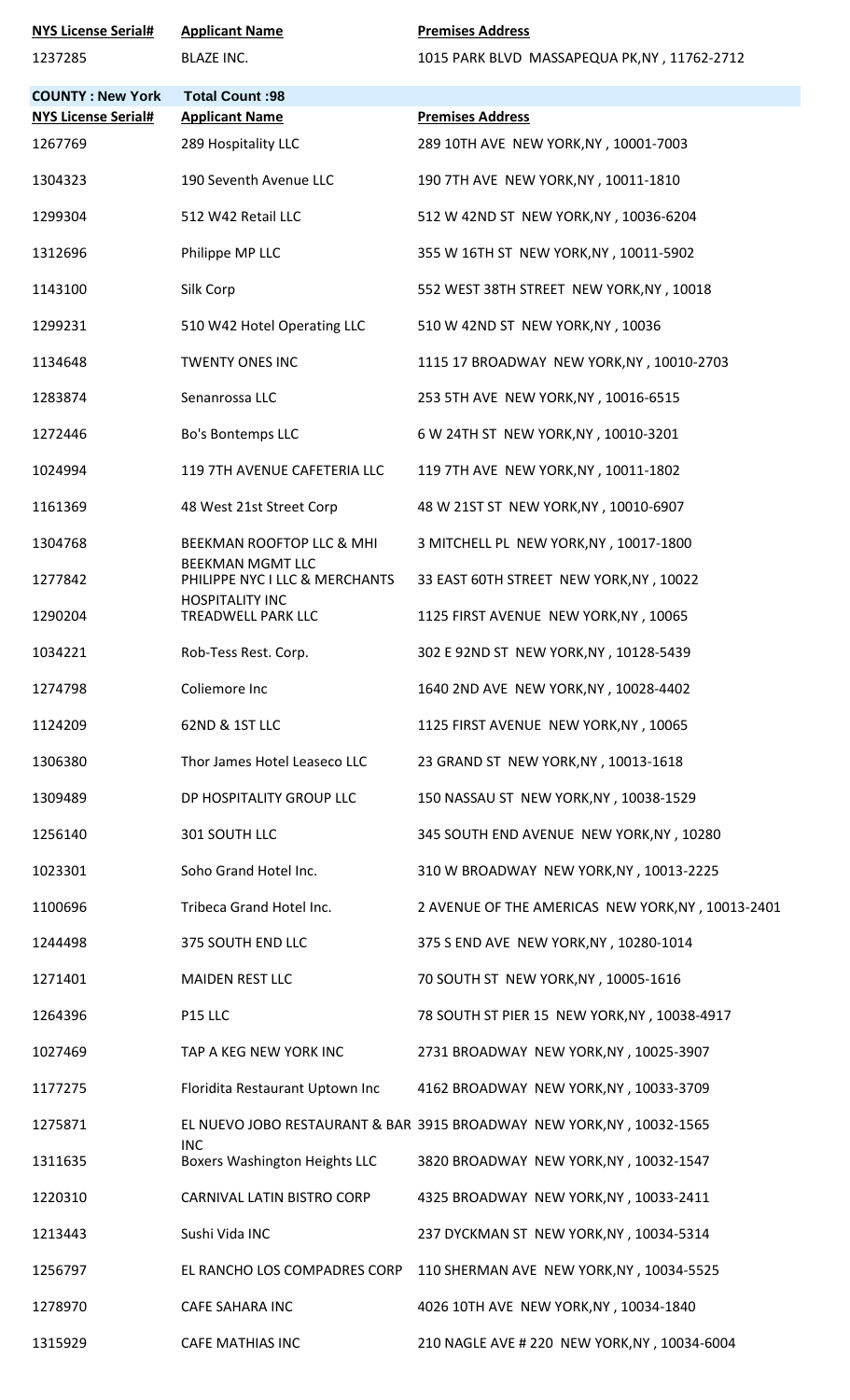| NYS License Serial# | Applicant Name | Premises Address |
|---|---|---|
| 1237285 | BLAZE INC. | 1015 PARK BLVD MASSAPEQUA PK,NY , 11762-2712 |

**COUNTY : New York** **Total Count :98**

| NYS License Serial# | Applicant Name | Premises Address |
|---|---|---|
| 1267769 | 289 Hospitality LLC | 289 10TH AVE NEW YORK,NY , 10001-7003 |
| 1304323 | 190 Seventh Avenue LLC | 190 7TH AVE NEW YORK,NY , 10011-1810 |
| 1299304 | 512 W42 Retail LLC | 512 W 42ND ST NEW YORK,NY , 10036-6204 |
| 1312696 | Philippe MP LLC | 355 W 16TH ST NEW YORK,NY , 10011-5902 |
| 1143100 | Silk Corp | 552 WEST 38TH STREET NEW YORK,NY , 10018 |
| 1299231 | 510 W42 Hotel Operating LLC | 510 W 42ND ST NEW YORK,NY , 10036 |
| 1134648 | TWENTY ONES INC | 1115 17 BROADWAY NEW YORK,NY , 10010-2703 |
| 1283874 | Senanrossa LLC | 253 5TH AVE NEW YORK,NY , 10016-6515 |
| 1272446 | Bo's Bontemps LLC | 6 W 24TH ST NEW YORK,NY , 10010-3201 |
| 1024994 | 119 7TH AVENUE CAFETERIA LLC | 119 7TH AVE NEW YORK,NY , 10011-1802 |
| 1161369 | 48 West 21st Street Corp | 48 W 21ST ST NEW YORK,NY , 10010-6907 |
| 1304768 | BEEKMAN ROOFTOP LLC & MHI BEEKMAN MGMT LLC | 3 MITCHELL PL NEW YORK,NY , 10017-1800 |
| 1277842 | PHILIPPE NYC I LLC & MERCHANTS HOSPITALITY INC | 33 EAST 60TH STREET NEW YORK,NY , 10022 |
| 1290204 | TREADWELL PARK LLC | 1125 FIRST AVENUE NEW YORK,NY , 10065 |
| 1034221 | Rob-Tess Rest. Corp. | 302 E 92ND ST NEW YORK,NY , 10128-5439 |
| 1274798 | Coliemore Inc | 1640 2ND AVE NEW YORK,NY , 10028-4402 |
| 1124209 | 62ND & 1ST LLC | 1125 FIRST AVENUE NEW YORK,NY , 10065 |
| 1306380 | Thor James Hotel Leaseco LLC | 23 GRAND ST NEW YORK,NY , 10013-1618 |
| 1309489 | DP HOSPITALITY GROUP LLC | 150 NASSAU ST NEW YORK,NY , 10038-1529 |
| 1256140 | 301 SOUTH LLC | 345 SOUTH END AVENUE NEW YORK,NY , 10280 |
| 1023301 | Soho Grand Hotel Inc. | 310 W BROADWAY NEW YORK,NY , 10013-2225 |
| 1100696 | Tribeca Grand Hotel Inc. | 2 AVENUE OF THE AMERICAS NEW YORK,NY , 10013-2401 |
| 1244498 | 375 SOUTH END LLC | 375 S END AVE NEW YORK,NY , 10280-1014 |
| 1271401 | MAIDEN REST LLC | 70 SOUTH ST NEW YORK,NY , 10005-1616 |
| 1264396 | P15 LLC | 78 SOUTH ST PIER 15 NEW YORK,NY , 10038-4917 |
| 1027469 | TAP A KEG NEW YORK INC | 2731 BROADWAY NEW YORK,NY , 10025-3907 |
| 1177275 | Floridita Restaurant Uptown Inc | 4162 BROADWAY NEW YORK,NY , 10033-3709 |
| 1275871 | EL NUEVO JOBO RESTAURANT & BAR INC | 3915 BROADWAY NEW YORK,NY , 10032-1565 |
| 1311635 | Boxers Washington Heights LLC | 3820 BROADWAY NEW YORK,NY , 10032-1547 |
| 1220310 | CARNIVAL LATIN BISTRO CORP | 4325 BROADWAY NEW YORK,NY , 10033-2411 |
| 1213443 | Sushi Vida INC | 237 DYCKMAN ST NEW YORK,NY , 10034-5314 |
| 1256797 | EL RANCHO LOS COMPADRES CORP | 110 SHERMAN AVE NEW YORK,NY , 10034-5525 |
| 1278970 | CAFE SAHARA INC | 4026 10TH AVE NEW YORK,NY , 10034-1840 |
| 1315929 | CAFE MATHIAS INC | 210 NAGLE AVE # 220 NEW YORK,NY , 10034-6004 |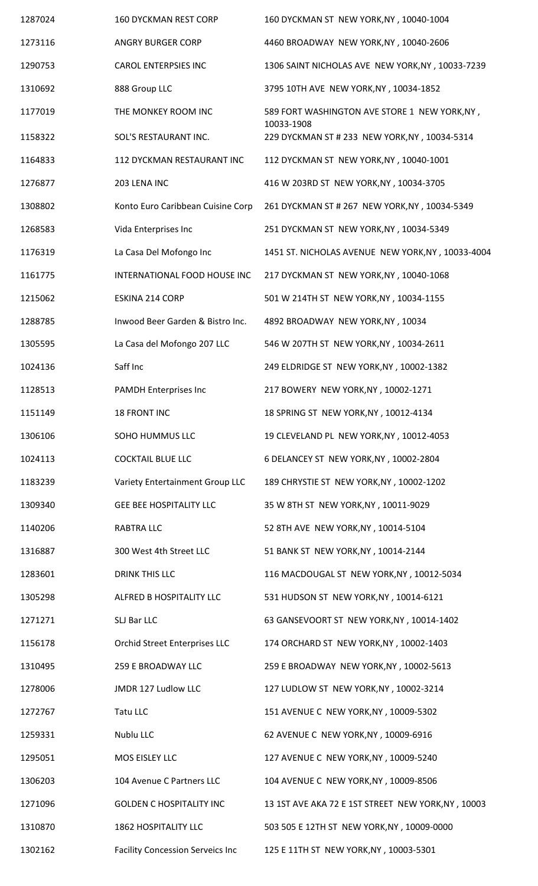| | | |
|---|---|---|
| 1287024 | 160 DYCKMAN REST CORP | 160 DYCKMAN ST NEW YORK,NY , 10040-1004 |
| 1273116 | ANGRY BURGER CORP | 4460 BROADWAY NEW YORK,NY , 10040-2606 |
| 1290753 | CAROL ENTERPSIES INC | 1306 SAINT NICHOLAS AVE NEW YORK,NY , 10033-7239 |
| 1310692 | 888 Group LLC | 3795 10TH AVE NEW YORK,NY , 10034-1852 |
| 1177019 | THE MONKEY ROOM INC | 589 FORT WASHINGTON AVE STORE 1 NEW YORK,NY , 10033-1908 |
| 1158322 | SOL'S RESTAURANT INC. | 229 DYCKMAN ST # 233 NEW YORK,NY , 10034-5314 |
| 1164833 | 112 DYCKMAN RESTAURANT INC | 112 DYCKMAN ST NEW YORK,NY , 10040-1001 |
| 1276877 | 203 LENA INC | 416 W 203RD ST NEW YORK,NY , 10034-3705 |
| 1308802 | Konto Euro Caribbean Cuisine Corp | 261 DYCKMAN ST # 267 NEW YORK,NY , 10034-5349 |
| 1268583 | Vida Enterprises Inc | 251 DYCKMAN ST NEW YORK,NY , 10034-5349 |
| 1176319 | La Casa Del Mofongo Inc | 1451 ST. NICHOLAS AVENUE NEW YORK,NY , 10033-4004 |
| 1161775 | INTERNATIONAL FOOD HOUSE INC | 217 DYCKMAN ST NEW YORK,NY , 10040-1068 |
| 1215062 | ESKINA 214 CORP | 501 W 214TH ST NEW YORK,NY , 10034-1155 |
| 1288785 | Inwood Beer Garden & Bistro Inc. | 4892 BROADWAY NEW YORK,NY , 10034 |
| 1305595 | La Casa del Mofongo 207 LLC | 546 W 207TH ST NEW YORK,NY , 10034-2611 |
| 1024136 | Saff Inc | 249 ELDRIDGE ST NEW YORK,NY , 10002-1382 |
| 1128513 | PAMDH Enterprises Inc | 217 BOWERY NEW YORK,NY , 10002-1271 |
| 1151149 | 18 FRONT INC | 18 SPRING ST NEW YORK,NY , 10012-4134 |
| 1306106 | SOHO HUMMUS LLC | 19 CLEVELAND PL NEW YORK,NY , 10012-4053 |
| 1024113 | COCKTAIL BLUE LLC | 6 DELANCEY ST NEW YORK,NY , 10002-2804 |
| 1183239 | Variety Entertainment Group LLC | 189 CHRYSTIE ST NEW YORK,NY , 10002-1202 |
| 1309340 | GEE BEE HOSPITALITY LLC | 35 W 8TH ST NEW YORK,NY , 10011-9029 |
| 1140206 | RABTRA LLC | 52 8TH AVE NEW YORK,NY , 10014-5104 |
| 1316887 | 300 West 4th Street LLC | 51 BANK ST NEW YORK,NY , 10014-2144 |
| 1283601 | DRINK THIS LLC | 116 MACDOUGAL ST NEW YORK,NY , 10012-5034 |
| 1305298 | ALFRED B HOSPITALITY LLC | 531 HUDSON ST NEW YORK,NY , 10014-6121 |
| 1271271 | SLJ Bar LLC | 63 GANSEVOORT ST NEW YORK,NY , 10014-1402 |
| 1156178 | Orchid Street Enterprises LLC | 174 ORCHARD ST NEW YORK,NY , 10002-1403 |
| 1310495 | 259 E BROADWAY LLC | 259 E BROADWAY NEW YORK,NY , 10002-5613 |
| 1278006 | JMDR 127 Ludlow LLC | 127 LUDLOW ST NEW YORK,NY , 10002-3214 |
| 1272767 | Tatu LLC | 151 AVENUE C NEW YORK,NY , 10009-5302 |
| 1259331 | Nublu LLC | 62 AVENUE C NEW YORK,NY , 10009-6916 |
| 1295051 | MOS EISLEY LLC | 127 AVENUE C NEW YORK,NY , 10009-5240 |
| 1306203 | 104 Avenue C Partners LLC | 104 AVENUE C NEW YORK,NY , 10009-8506 |
| 1271096 | GOLDEN C HOSPITALITY INC | 13 1ST AVE AKA 72 E 1ST STREET NEW YORK,NY , 10003 |
| 1310870 | 1862 HOSPITALITY LLC | 503 505 E 12TH ST NEW YORK,NY , 10009-0000 |
| 1302162 | Facility Concession Serveics Inc | 125 E 11TH ST NEW YORK,NY , 10003-5301 |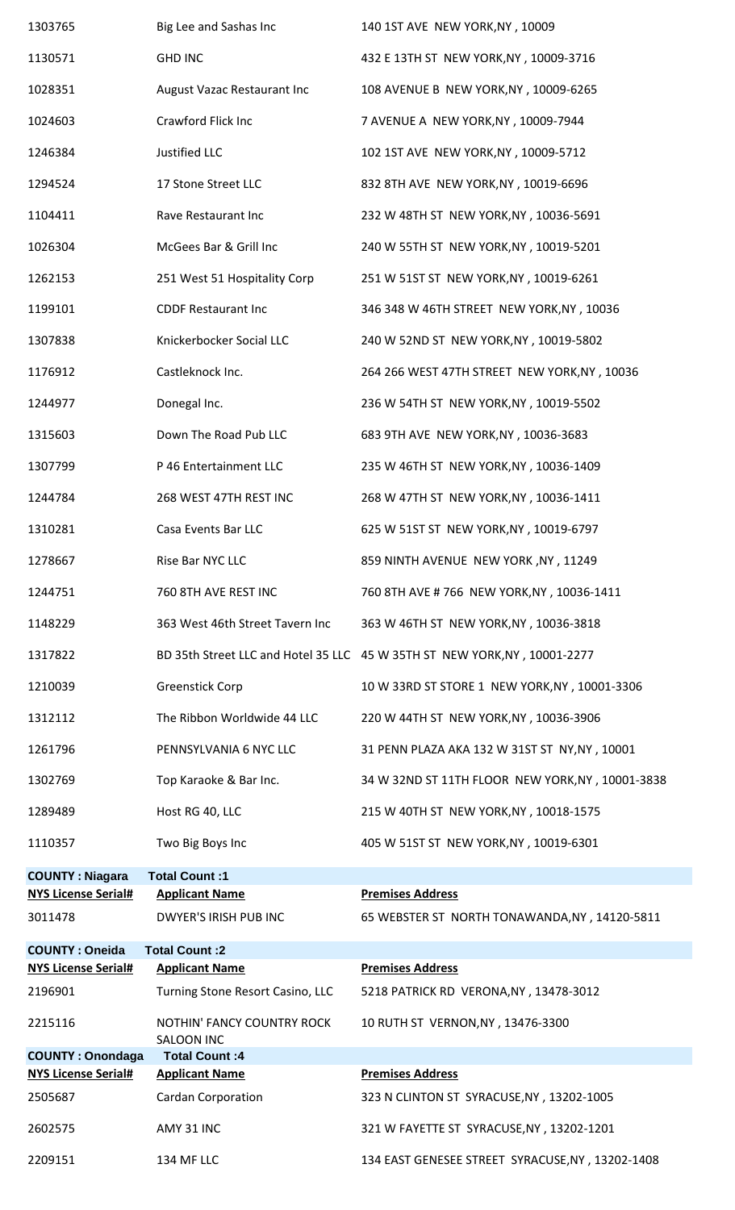| NYS License Serial# | Applicant Name | Premises Address |
|---|---|---|
| 1303765 | Big Lee and Sashas Inc | 140 1ST AVE NEW YORK,NY , 10009 |
| 1130571 | GHD INC | 432 E 13TH ST NEW YORK,NY , 10009-3716 |
| 1028351 | August Vazac Restaurant Inc | 108 AVENUE B NEW YORK,NY , 10009-6265 |
| 1024603 | Crawford Flick Inc | 7 AVENUE A NEW YORK,NY , 10009-7944 |
| 1246384 | Justified LLC | 102 1ST AVE NEW YORK,NY , 10009-5712 |
| 1294524 | 17 Stone Street LLC | 832 8TH AVE NEW YORK,NY , 10019-6696 |
| 1104411 | Rave Restaurant Inc | 232 W 48TH ST NEW YORK,NY , 10036-5691 |
| 1026304 | McGees Bar & Grill Inc | 240 W 55TH ST NEW YORK,NY , 10019-5201 |
| 1262153 | 251 West 51 Hospitality Corp | 251 W 51ST ST NEW YORK,NY , 10019-6261 |
| 1199101 | CDDF Restaurant Inc | 346 348 W 46TH STREET NEW YORK,NY , 10036 |
| 1307838 | Knickerbocker Social LLC | 240 W 52ND ST NEW YORK,NY , 10019-5802 |
| 1176912 | Castleknock Inc. | 264 266 WEST 47TH STREET NEW YORK,NY , 10036 |
| 1244977 | Donegal Inc. | 236 W 54TH ST NEW YORK,NY , 10019-5502 |
| 1315603 | Down The Road Pub LLC | 683 9TH AVE NEW YORK,NY , 10036-3683 |
| 1307799 | P 46 Entertainment LLC | 235 W 46TH ST NEW YORK,NY , 10036-1409 |
| 1244784 | 268 WEST 47TH REST INC | 268 W 47TH ST NEW YORK,NY , 10036-1411 |
| 1310281 | Casa Events Bar LLC | 625 W 51ST ST NEW YORK,NY , 10019-6797 |
| 1278667 | Rise Bar NYC LLC | 859 NINTH AVENUE NEW YORK ,NY , 11249 |
| 1244751 | 760 8TH AVE REST INC | 760 8TH AVE # 766 NEW YORK,NY , 10036-1411 |
| 1148229 | 363 West 46th Street Tavern Inc | 363 W 46TH ST NEW YORK,NY , 10036-3818 |
| 1317822 | BD 35th Street LLC and Hotel 35 LLC | 45 W 35TH ST NEW YORK,NY , 10001-2277 |
| 1210039 | Greenstick Corp | 10 W 33RD ST STORE 1 NEW YORK,NY , 10001-3306 |
| 1312112 | The Ribbon Worldwide 44 LLC | 220 W 44TH ST NEW YORK,NY , 10036-3906 |
| 1261796 | PENNSYLVANIA 6 NYC LLC | 31 PENN PLAZA AKA 132 W 31ST ST NY,NY , 10001 |
| 1302769 | Top Karaoke & Bar Inc. | 34 W 32ND ST 11TH FLOOR NEW YORK,NY , 10001-3838 |
| 1289489 | Host RG 40, LLC | 215 W 40TH ST NEW YORK,NY , 10018-1575 |
| 1110357 | Two Big Boys Inc | 405 W 51ST ST NEW YORK,NY , 10019-6301 |

**COUNTY : Niagara** **Total Count :1**

| NYS License Serial# | Applicant Name | Premises Address |
|---|---|---|
| 3011478 | DWYER'S IRISH PUB INC | 65 WEBSTER ST NORTH TONAWANDA,NY , 14120-5811 |

**COUNTY : Oneida** **Total Count :2**

| NYS License Serial# | Applicant Name | Premises Address |
|---|---|---|
| 2196901 | Turning Stone Resort Casino, LLC | 5218 PATRICK RD VERONA,NY , 13478-3012 |
| 2215116 | NOTHIN' FANCY COUNTRY ROCK SALOON INC | 10 RUTH ST VERNON,NY , 13476-3300 |

**COUNTY : Onondaga** **Total Count :4**

| NYS License Serial# | Applicant Name | Premises Address |
|---|---|---|
| 2505687 | Cardan Corporation | 323 N CLINTON ST SYRACUSE,NY , 13202-1005 |
| 2602575 | AMY 31 INC | 321 W FAYETTE ST SYRACUSE,NY , 13202-1201 |
| 2209151 | 134 MF LLC | 134 EAST GENESEE STREET SYRACUSE,NY , 13202-1408 |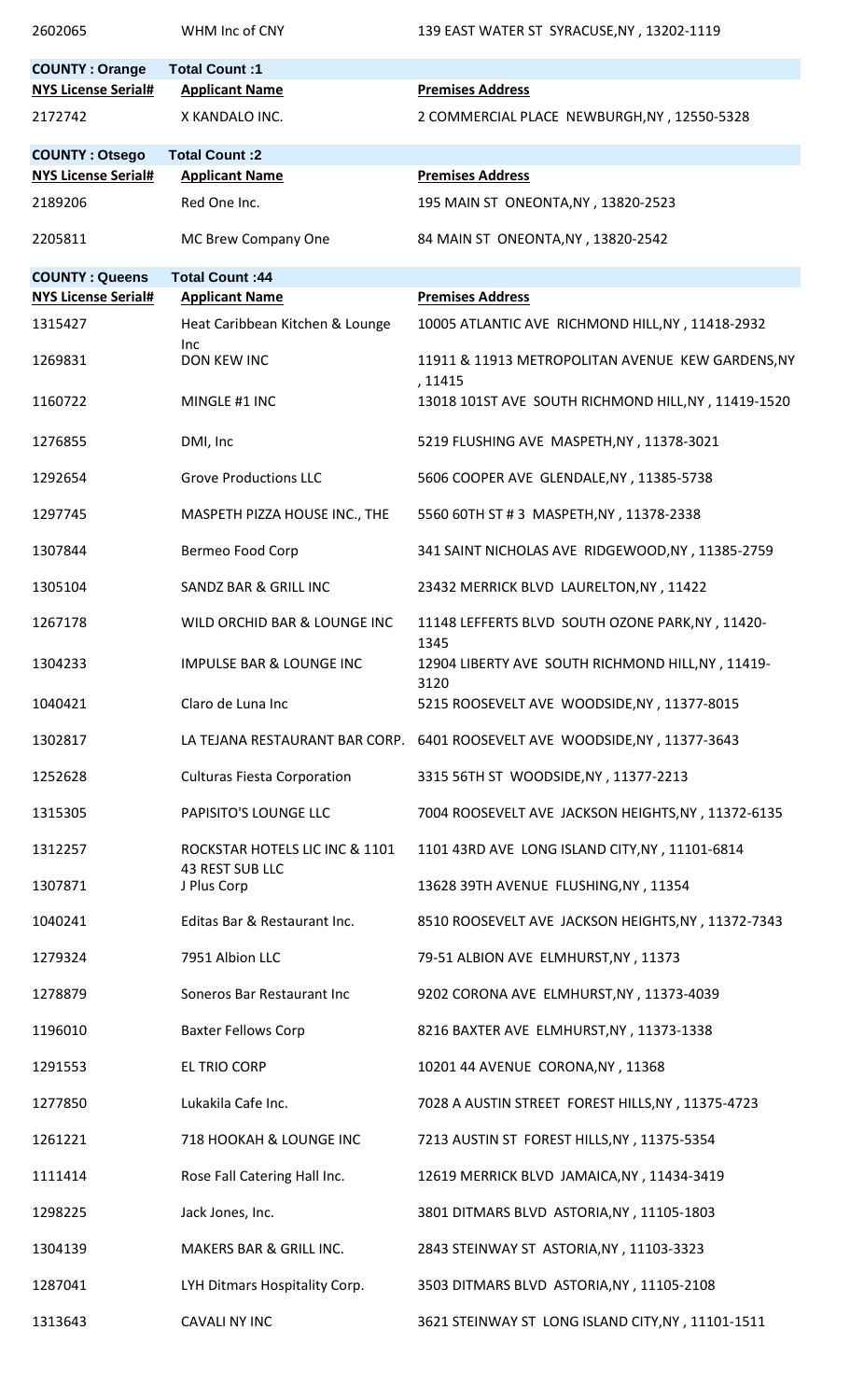| 2602065 | WHM Inc of CNY | 139 EAST WATER ST SYRACUSE,NY , 13202-1119 |
|---|---|---|

**COUNTY : Orange** **Total Count :1**

| NYS License Serial# | Applicant Name | Premises Address |
|---|---|---|
| 2172742 | X KANDALO INC. | 2 COMMERCIAL PLACE NEWBURGH,NY , 12550-5328 |

**COUNTY : Otsego** **Total Count :2**

| NYS License Serial# | Applicant Name | Premises Address |
|---|---|---|
| 2189206 | Red One Inc. | 195 MAIN ST ONEONTA,NY , 13820-2523 |
| 2205811 | MC Brew Company One | 84 MAIN ST ONEONTA,NY , 13820-2542 |

**COUNTY : Queens** **Total Count :44**

| NYS License Serial# | Applicant Name | Premises Address |
|---|---|---|
| 1315427 | Heat Caribbean Kitchen & Lounge Inc | 10005 ATLANTIC AVE RICHMOND HILL,NY , 11418-2932 |
| 1269831 | DON KEW INC | 11911 & 11913 METROPOLITAN AVENUE KEW GARDENS,NY , 11415 |
| 1160722 | MINGLE #1 INC | 13018 101ST AVE SOUTH RICHMOND HILL,NY , 11419-1520 |
| 1276855 | DMI, Inc | 5219 FLUSHING AVE MASPETH,NY , 11378-3021 |
| 1292654 | Grove Productions LLC | 5606 COOPER AVE GLENDALE,NY , 11385-5738 |
| 1297745 | MASPETH PIZZA HOUSE INC., THE | 5560 60TH ST # 3 MASPETH,NY , 11378-2338 |
| 1307844 | Bermeo Food Corp | 341 SAINT NICHOLAS AVE RIDGEWOOD,NY , 11385-2759 |
| 1305104 | SANDZ BAR & GRILL INC | 23432 MERRICK BLVD LAURELTON,NY , 11422 |
| 1267178 | WILD ORCHID BAR & LOUNGE INC | 11148 LEFFERTS BLVD SOUTH OZONE PARK,NY , 11420-1345 |
| 1304233 | IMPULSE BAR & LOUNGE INC | 12904 LIBERTY AVE SOUTH RICHMOND HILL,NY , 11419-3120 |
| 1040421 | Claro de Luna Inc | 5215 ROOSEVELT AVE WOODSIDE,NY , 11377-8015 |
| 1302817 | LA TEJANA RESTAURANT BAR CORP. | 6401 ROOSEVELT AVE WOODSIDE,NY , 11377-3643 |
| 1252628 | Culturas Fiesta Corporation | 3315 56TH ST WOODSIDE,NY , 11377-2213 |
| 1315305 | PAPISITO'S LOUNGE LLC | 7004 ROOSEVELT AVE JACKSON HEIGHTS,NY , 11372-6135 |
| 1312257 | ROCKSTAR HOTELS LIC INC & 1101 43 REST SUB LLC | 1101 43RD AVE LONG ISLAND CITY,NY , 11101-6814 |
| 1307871 | J Plus Corp | 13628 39TH AVENUE FLUSHING,NY , 11354 |
| 1040241 | Editas Bar & Restaurant Inc. | 8510 ROOSEVELT AVE JACKSON HEIGHTS,NY , 11372-7343 |
| 1279324 | 7951 Albion LLC | 79-51 ALBION AVE ELMHURST,NY , 11373 |
| 1278879 | Soneros Bar Restaurant Inc | 9202 CORONA AVE ELMHURST,NY , 11373-4039 |
| 1196010 | Baxter Fellows Corp | 8216 BAXTER AVE ELMHURST,NY , 11373-1338 |
| 1291553 | EL TRIO CORP | 10201 44 AVENUE CORONA,NY , 11368 |
| 1277850 | Lukakila Cafe Inc. | 7028 A AUSTIN STREET FOREST HILLS,NY , 11375-4723 |
| 1261221 | 718 HOOKAH & LOUNGE INC | 7213 AUSTIN ST FOREST HILLS,NY , 11375-5354 |
| 1111414 | Rose Fall Catering Hall Inc. | 12619 MERRICK BLVD JAMAICA,NY , 11434-3419 |
| 1298225 | Jack Jones, Inc. | 3801 DITMARS BLVD ASTORIA,NY , 11105-1803 |
| 1304139 | MAKERS BAR & GRILL INC. | 2843 STEINWAY ST ASTORIA,NY , 11103-3323 |
| 1287041 | LYH Ditmars Hospitality Corp. | 3503 DITMARS BLVD ASTORIA,NY , 11105-2108 |
| 1313643 | CAVALI NY INC | 3621 STEINWAY ST LONG ISLAND CITY,NY , 11101-1511 |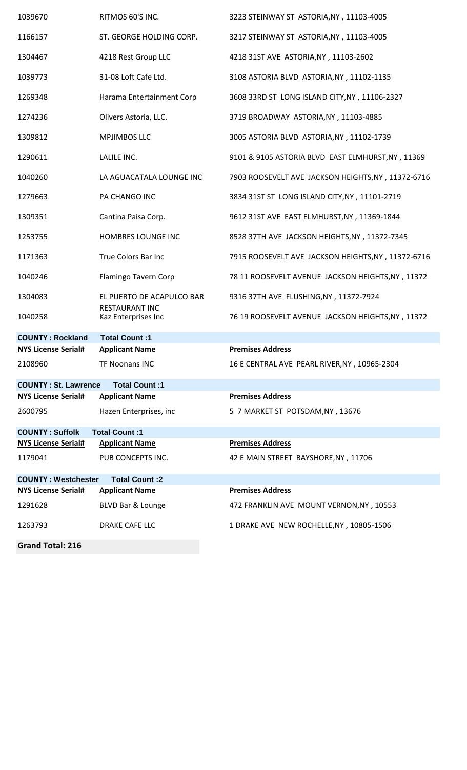| NYS License Serial# | Applicant Name | Premises Address |
|---|---|---|
| 1039670 | RITMOS 60'S INC. | 3223 STEINWAY ST ASTORIA,NY , 11103-4005 |
| 1166157 | ST. GEORGE HOLDING CORP. | 3217 STEINWAY ST ASTORIA,NY , 11103-4005 |
| 1304467 | 4218 Rest Group LLC | 4218 31ST AVE ASTORIA,NY , 11103-2602 |
| 1039773 | 31-08 Loft Cafe Ltd. | 3108 ASTORIA BLVD ASTORIA,NY , 11102-1135 |
| 1269348 | Harama Entertainment Corp | 3608 33RD ST LONG ISLAND CITY,NY , 11106-2327 |
| 1274236 | Olivers Astoria, LLC. | 3719 BROADWAY ASTORIA,NY , 11103-4885 |
| 1309812 | MPJIMBOS LLC | 3005 ASTORIA BLVD ASTORIA,NY , 11102-1739 |
| 1290611 | LALILE INC. | 9101 & 9105 ASTORIA BLVD EAST ELMHURST,NY , 11369 |
| 1040260 | LA AGUACATALA LOUNGE INC | 7903 ROOSEVELT AVE JACKSON HEIGHTS,NY , 11372-6716 |
| 1279663 | PA CHANGO INC | 3834 31ST ST LONG ISLAND CITY,NY , 11101-2719 |
| 1309351 | Cantina Paisa Corp. | 9612 31ST AVE EAST ELMHURST,NY , 11369-1844 |
| 1253755 | HOMBRES LOUNGE INC | 8528 37TH AVE JACKSON HEIGHTS,NY , 11372-7345 |
| 1171363 | True Colors Bar Inc | 7915 ROOSEVELT AVE JACKSON HEIGHTS,NY , 11372-6716 |
| 1040246 | Flamingo Tavern Corp | 78 11 ROOSEVELT AVENUE JACKSON HEIGHTS,NY , 11372 |
| 1304083 | EL PUERTO DE ACAPULCO BAR RESTAURANT INC | 9316 37TH AVE FLUSHING,NY , 11372-7924 |
| 1040258 | Kaz Enterprises Inc | 76 19 ROOSEVELT AVENUE JACKSON HEIGHTS,NY , 11372 |

**COUNTY : Rockland** **Total Count :1**

| NYS License Serial# | Applicant Name | Premises Address |
|---|---|---|
| 2108960 | TF Noonans INC | 16 E CENTRAL AVE PEARL RIVER,NY , 10965-2304 |

**COUNTY : St. Lawrence** **Total Count :1**

| NYS License Serial# | Applicant Name | Premises Address |
|---|---|---|
| 2600795 | Hazen Enterprises, inc | 5 7 MARKET ST POTSDAM,NY , 13676 |

**COUNTY : Suffolk** **Total Count :1**

| NYS License Serial# | Applicant Name | Premises Address |
|---|---|---|
| 1179041 | PUB CONCEPTS INC. | 42 E MAIN STREET BAYSHORE,NY , 11706 |

**COUNTY : Westchester** **Total Count :2**

| NYS License Serial# | Applicant Name | Premises Address |
|---|---|---|
| 1291628 | BLVD Bar & Lounge | 472 FRANKLIN AVE MOUNT VERNON,NY , 10553 |
| 1263793 | DRAKE CAFE LLC | 1 DRAKE AVE NEW ROCHELLE,NY , 10805-1506 |

**Grand Total: 216**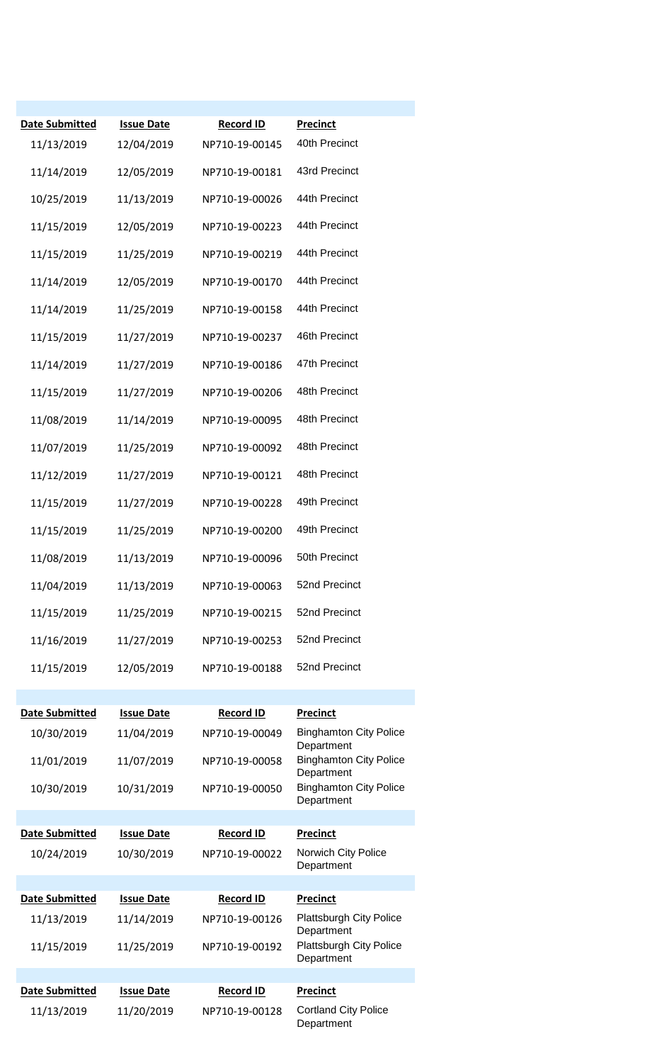| Date Submitted | Issue Date | Record ID | Precinct |
|---|---|---|---|
| 11/13/2019 | 12/04/2019 | NP710-19-00145 | 40th Precinct |
| 11/14/2019 | 12/05/2019 | NP710-19-00181 | 43rd Precinct |
| 10/25/2019 | 11/13/2019 | NP710-19-00026 | 44th Precinct |
| 11/15/2019 | 12/05/2019 | NP710-19-00223 | 44th Precinct |
| 11/15/2019 | 11/25/2019 | NP710-19-00219 | 44th Precinct |
| 11/14/2019 | 12/05/2019 | NP710-19-00170 | 44th Precinct |
| 11/14/2019 | 11/25/2019 | NP710-19-00158 | 44th Precinct |
| 11/15/2019 | 11/27/2019 | NP710-19-00237 | 46th Precinct |
| 11/14/2019 | 11/27/2019 | NP710-19-00186 | 47th Precinct |
| 11/15/2019 | 11/27/2019 | NP710-19-00206 | 48th Precinct |
| 11/08/2019 | 11/14/2019 | NP710-19-00095 | 48th Precinct |
| 11/07/2019 | 11/25/2019 | NP710-19-00092 | 48th Precinct |
| 11/12/2019 | 11/27/2019 | NP710-19-00121 | 48th Precinct |
| 11/15/2019 | 11/27/2019 | NP710-19-00228 | 49th Precinct |
| 11/15/2019 | 11/25/2019 | NP710-19-00200 | 49th Precinct |
| 11/08/2019 | 11/13/2019 | NP710-19-00096 | 50th Precinct |
| 11/04/2019 | 11/13/2019 | NP710-19-00063 | 52nd Precinct |
| 11/15/2019 | 11/25/2019 | NP710-19-00215 | 52nd Precinct |
| 11/16/2019 | 11/27/2019 | NP710-19-00253 | 52nd Precinct |
| 11/15/2019 | 12/05/2019 | NP710-19-00188 | 52nd Precinct |

| Date Submitted | Issue Date | Record ID | Precinct |
|---|---|---|---|
| 10/30/2019 | 11/04/2019 | NP710-19-00049 | Binghamton City Police Department |
| 11/01/2019 | 11/07/2019 | NP710-19-00058 | Binghamton City Police Department |
| 10/30/2019 | 10/31/2019 | NP710-19-00050 | Binghamton City Police Department |

| Date Submitted | Issue Date | Record ID | Precinct |
|---|---|---|---|
| 10/24/2019 | 10/30/2019 | NP710-19-00022 | Norwich City Police Department |

| Date Submitted | Issue Date | Record ID | Precinct |
|---|---|---|---|
| 11/13/2019 | 11/14/2019 | NP710-19-00126 | Plattsburgh City Police Department |
| 11/15/2019 | 11/25/2019 | NP710-19-00192 | Plattsburgh City Police Department |

| Date Submitted | Issue Date | Record ID | Precinct |
|---|---|---|---|
| 11/13/2019 | 11/20/2019 | NP710-19-00128 | Cortland City Police Department |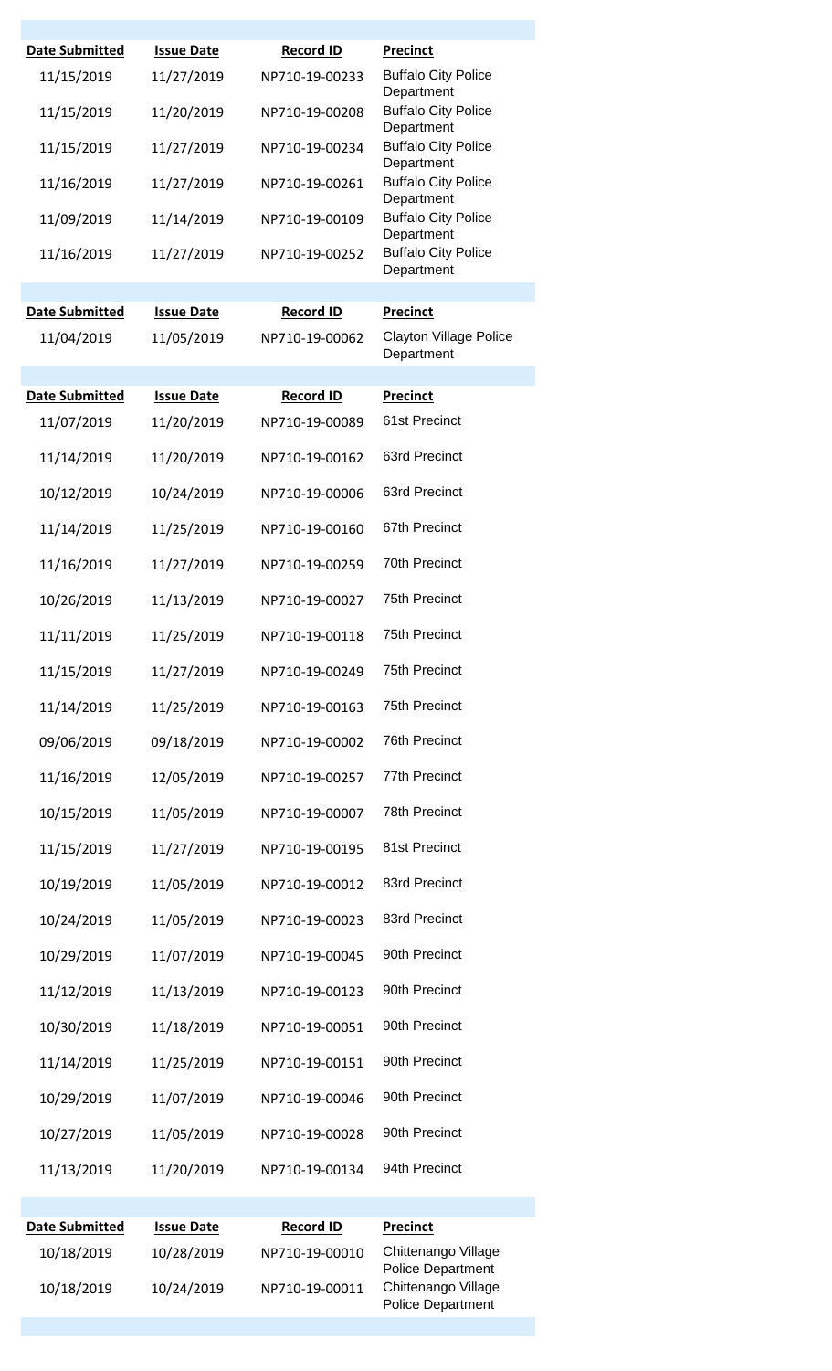| Date Submitted | Issue Date | Record ID | Precinct |
|---|---|---|---|
| 11/15/2019 | 11/27/2019 | NP710-19-00233 | Buffalo City Police Department |
| 11/15/2019 | 11/20/2019 | NP710-19-00208 | Buffalo City Police Department |
| 11/15/2019 | 11/27/2019 | NP710-19-00234 | Buffalo City Police Department |
| 11/16/2019 | 11/27/2019 | NP710-19-00261 | Buffalo City Police Department |
| 11/09/2019 | 11/14/2019 | NP710-19-00109 | Buffalo City Police Department |
| 11/16/2019 | 11/27/2019 | NP710-19-00252 | Buffalo City Police Department |

| Date Submitted | Issue Date | Record ID | Precinct |
|---|---|---|---|
| 11/04/2019 | 11/05/2019 | NP710-19-00062 | Clayton Village Police Department |

| Date Submitted | Issue Date | Record ID | Precinct |
|---|---|---|---|
| 11/07/2019 | 11/20/2019 | NP710-19-00089 | 61st Precinct |
| 11/14/2019 | 11/20/2019 | NP710-19-00162 | 63rd Precinct |
| 10/12/2019 | 10/24/2019 | NP710-19-00006 | 63rd Precinct |
| 11/14/2019 | 11/25/2019 | NP710-19-00160 | 67th Precinct |
| 11/16/2019 | 11/27/2019 | NP710-19-00259 | 70th Precinct |
| 10/26/2019 | 11/13/2019 | NP710-19-00027 | 75th Precinct |
| 11/11/2019 | 11/25/2019 | NP710-19-00118 | 75th Precinct |
| 11/15/2019 | 11/27/2019 | NP710-19-00249 | 75th Precinct |
| 11/14/2019 | 11/25/2019 | NP710-19-00163 | 75th Precinct |
| 09/06/2019 | 09/18/2019 | NP710-19-00002 | 76th Precinct |
| 11/16/2019 | 12/05/2019 | NP710-19-00257 | 77th Precinct |
| 10/15/2019 | 11/05/2019 | NP710-19-00007 | 78th Precinct |
| 11/15/2019 | 11/27/2019 | NP710-19-00195 | 81st Precinct |
| 10/19/2019 | 11/05/2019 | NP710-19-00012 | 83rd Precinct |
| 10/24/2019 | 11/05/2019 | NP710-19-00023 | 83rd Precinct |
| 10/29/2019 | 11/07/2019 | NP710-19-00045 | 90th Precinct |
| 11/12/2019 | 11/13/2019 | NP710-19-00123 | 90th Precinct |
| 10/30/2019 | 11/18/2019 | NP710-19-00051 | 90th Precinct |
| 11/14/2019 | 11/25/2019 | NP710-19-00151 | 90th Precinct |
| 10/29/2019 | 11/07/2019 | NP710-19-00046 | 90th Precinct |
| 10/27/2019 | 11/05/2019 | NP710-19-00028 | 90th Precinct |
| 11/13/2019 | 11/20/2019 | NP710-19-00134 | 94th Precinct |

| Date Submitted | Issue Date | Record ID | Precinct |
|---|---|---|---|
| 10/18/2019 | 10/28/2019 | NP710-19-00010 | Chittenango Village Police Department |
| 10/18/2019 | 10/24/2019 | NP710-19-00011 | Chittenango Village Police Department |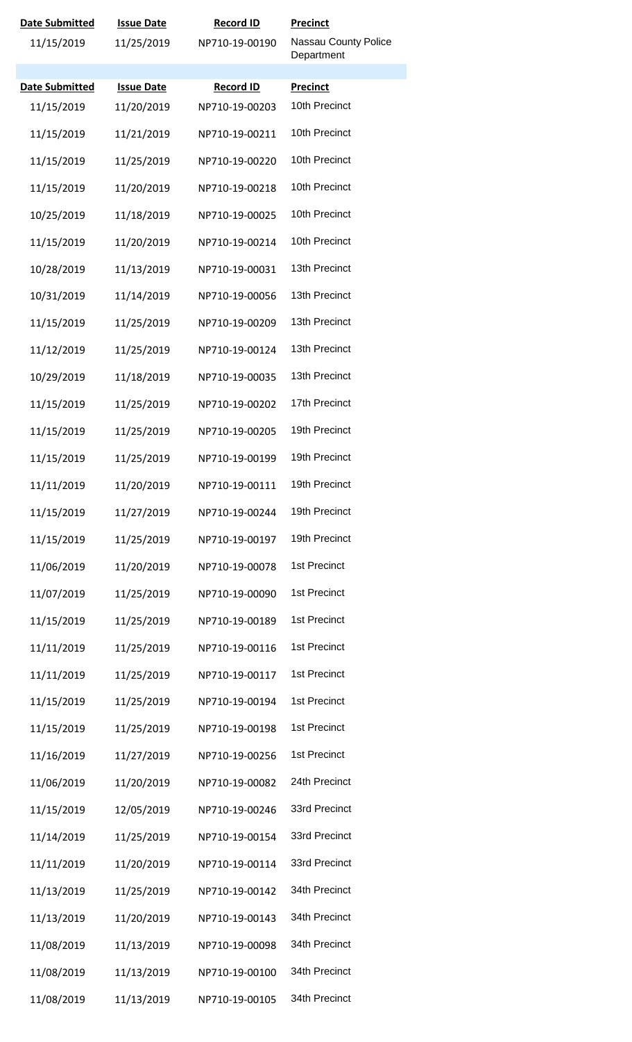| Date Submitted | Issue Date | Record ID | Precinct |
|---|---|---|---|
| 11/15/2019 | 11/25/2019 | NP710-19-00190 | Nassau County Police Department |

| Date Submitted | Issue Date | Record ID | Precinct |
|---|---|---|---|
| 11/15/2019 | 11/20/2019 | NP710-19-00203 | 10th Precinct |
| 11/15/2019 | 11/21/2019 | NP710-19-00211 | 10th Precinct |
| 11/15/2019 | 11/25/2019 | NP710-19-00220 | 10th Precinct |
| 11/15/2019 | 11/20/2019 | NP710-19-00218 | 10th Precinct |
| 10/25/2019 | 11/18/2019 | NP710-19-00025 | 10th Precinct |
| 11/15/2019 | 11/20/2019 | NP710-19-00214 | 10th Precinct |
| 10/28/2019 | 11/13/2019 | NP710-19-00031 | 13th Precinct |
| 10/31/2019 | 11/14/2019 | NP710-19-00056 | 13th Precinct |
| 11/15/2019 | 11/25/2019 | NP710-19-00209 | 13th Precinct |
| 11/12/2019 | 11/25/2019 | NP710-19-00124 | 13th Precinct |
| 10/29/2019 | 11/18/2019 | NP710-19-00035 | 13th Precinct |
| 11/15/2019 | 11/25/2019 | NP710-19-00202 | 17th Precinct |
| 11/15/2019 | 11/25/2019 | NP710-19-00205 | 19th Precinct |
| 11/15/2019 | 11/25/2019 | NP710-19-00199 | 19th Precinct |
| 11/11/2019 | 11/20/2019 | NP710-19-00111 | 19th Precinct |
| 11/15/2019 | 11/27/2019 | NP710-19-00244 | 19th Precinct |
| 11/15/2019 | 11/25/2019 | NP710-19-00197 | 19th Precinct |
| 11/06/2019 | 11/20/2019 | NP710-19-00078 | 1st Precinct |
| 11/07/2019 | 11/25/2019 | NP710-19-00090 | 1st Precinct |
| 11/15/2019 | 11/25/2019 | NP710-19-00189 | 1st Precinct |
| 11/11/2019 | 11/25/2019 | NP710-19-00116 | 1st Precinct |
| 11/11/2019 | 11/25/2019 | NP710-19-00117 | 1st Precinct |
| 11/15/2019 | 11/25/2019 | NP710-19-00194 | 1st Precinct |
| 11/15/2019 | 11/25/2019 | NP710-19-00198 | 1st Precinct |
| 11/16/2019 | 11/27/2019 | NP710-19-00256 | 1st Precinct |
| 11/06/2019 | 11/20/2019 | NP710-19-00082 | 24th Precinct |
| 11/15/2019 | 12/05/2019 | NP710-19-00246 | 33rd Precinct |
| 11/14/2019 | 11/25/2019 | NP710-19-00154 | 33rd Precinct |
| 11/11/2019 | 11/20/2019 | NP710-19-00114 | 33rd Precinct |
| 11/13/2019 | 11/25/2019 | NP710-19-00142 | 34th Precinct |
| 11/13/2019 | 11/20/2019 | NP710-19-00143 | 34th Precinct |
| 11/08/2019 | 11/13/2019 | NP710-19-00098 | 34th Precinct |
| 11/08/2019 | 11/13/2019 | NP710-19-00100 | 34th Precinct |
| 11/08/2019 | 11/13/2019 | NP710-19-00105 | 34th Precinct |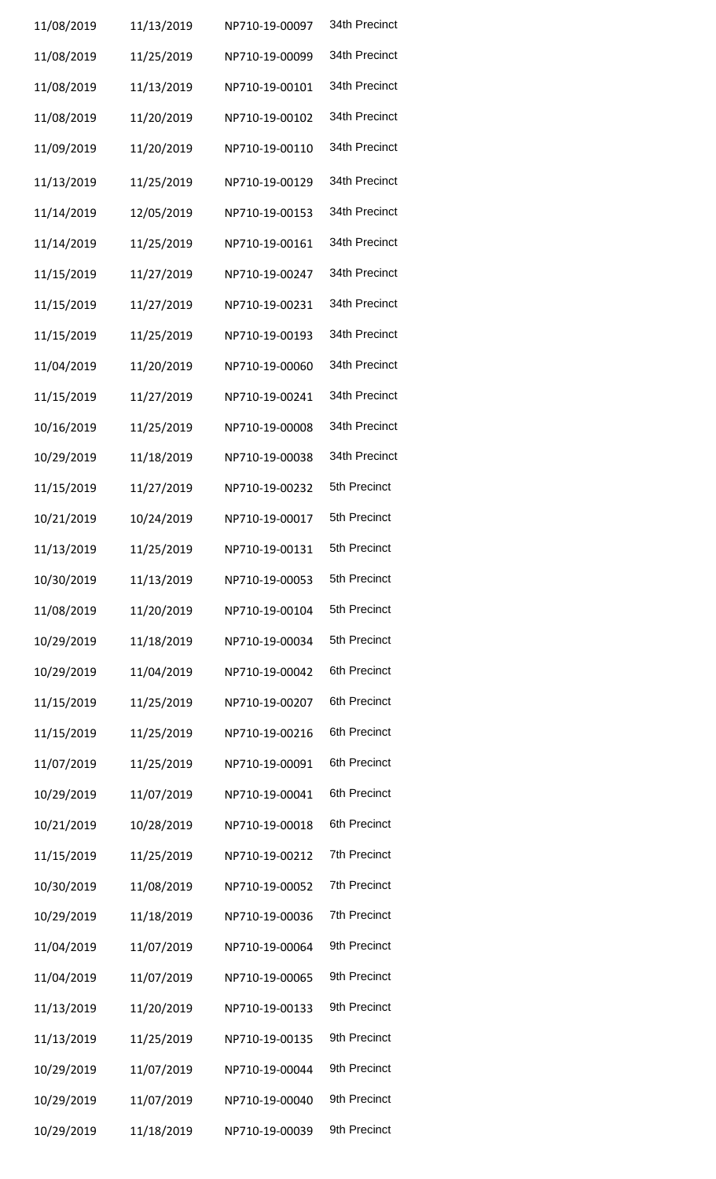| | | | |
|---|---|---|---|
| 11/08/2019 | 11/13/2019 | NP710-19-00097 | 34th Precinct |
| 11/08/2019 | 11/25/2019 | NP710-19-00099 | 34th Precinct |
| 11/08/2019 | 11/13/2019 | NP710-19-00101 | 34th Precinct |
| 11/08/2019 | 11/20/2019 | NP710-19-00102 | 34th Precinct |
| 11/09/2019 | 11/20/2019 | NP710-19-00110 | 34th Precinct |
| 11/13/2019 | 11/25/2019 | NP710-19-00129 | 34th Precinct |
| 11/14/2019 | 12/05/2019 | NP710-19-00153 | 34th Precinct |
| 11/14/2019 | 11/25/2019 | NP710-19-00161 | 34th Precinct |
| 11/15/2019 | 11/27/2019 | NP710-19-00247 | 34th Precinct |
| 11/15/2019 | 11/27/2019 | NP710-19-00231 | 34th Precinct |
| 11/15/2019 | 11/25/2019 | NP710-19-00193 | 34th Precinct |
| 11/04/2019 | 11/20/2019 | NP710-19-00060 | 34th Precinct |
| 11/15/2019 | 11/27/2019 | NP710-19-00241 | 34th Precinct |
| 10/16/2019 | 11/25/2019 | NP710-19-00008 | 34th Precinct |
| 10/29/2019 | 11/18/2019 | NP710-19-00038 | 34th Precinct |
| 11/15/2019 | 11/27/2019 | NP710-19-00232 | 5th Precinct |
| 10/21/2019 | 10/24/2019 | NP710-19-00017 | 5th Precinct |
| 11/13/2019 | 11/25/2019 | NP710-19-00131 | 5th Precinct |
| 10/30/2019 | 11/13/2019 | NP710-19-00053 | 5th Precinct |
| 11/08/2019 | 11/20/2019 | NP710-19-00104 | 5th Precinct |
| 10/29/2019 | 11/18/2019 | NP710-19-00034 | 5th Precinct |
| 10/29/2019 | 11/04/2019 | NP710-19-00042 | 6th Precinct |
| 11/15/2019 | 11/25/2019 | NP710-19-00207 | 6th Precinct |
| 11/15/2019 | 11/25/2019 | NP710-19-00216 | 6th Precinct |
| 11/07/2019 | 11/25/2019 | NP710-19-00091 | 6th Precinct |
| 10/29/2019 | 11/07/2019 | NP710-19-00041 | 6th Precinct |
| 10/21/2019 | 10/28/2019 | NP710-19-00018 | 6th Precinct |
| 11/15/2019 | 11/25/2019 | NP710-19-00212 | 7th Precinct |
| 10/30/2019 | 11/08/2019 | NP710-19-00052 | 7th Precinct |
| 10/29/2019 | 11/18/2019 | NP710-19-00036 | 7th Precinct |
| 11/04/2019 | 11/07/2019 | NP710-19-00064 | 9th Precinct |
| 11/04/2019 | 11/07/2019 | NP710-19-00065 | 9th Precinct |
| 11/13/2019 | 11/20/2019 | NP710-19-00133 | 9th Precinct |
| 11/13/2019 | 11/25/2019 | NP710-19-00135 | 9th Precinct |
| 10/29/2019 | 11/07/2019 | NP710-19-00044 | 9th Precinct |
| 10/29/2019 | 11/07/2019 | NP710-19-00040 | 9th Precinct |
| 10/29/2019 | 11/18/2019 | NP710-19-00039 | 9th Precinct |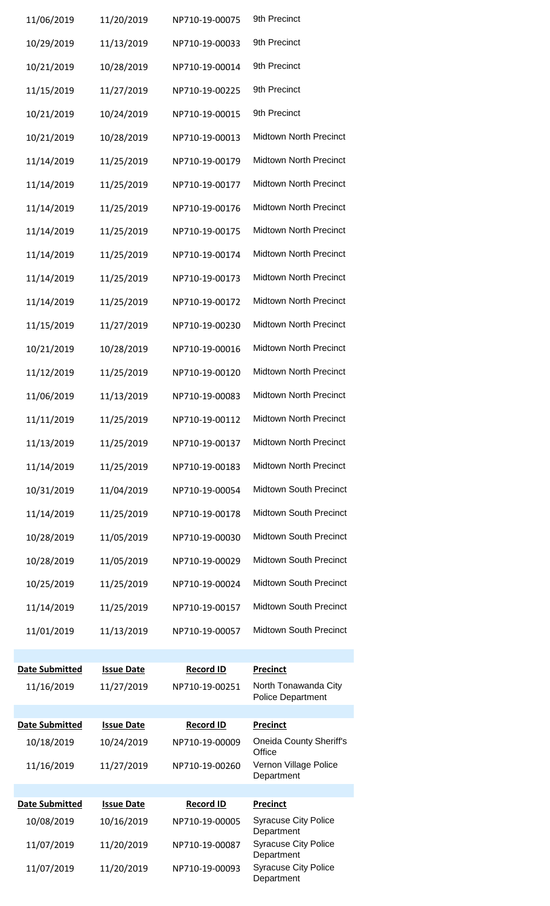| Date Submitted | Issue Date | Record ID | Precinct |
|---|---|---|---|
| 11/06/2019 | 11/20/2019 | NP710-19-00075 | 9th Precinct |
| 10/29/2019 | 11/13/2019 | NP710-19-00033 | 9th Precinct |
| 10/21/2019 | 10/28/2019 | NP710-19-00014 | 9th Precinct |
| 11/15/2019 | 11/27/2019 | NP710-19-00225 | 9th Precinct |
| 10/21/2019 | 10/24/2019 | NP710-19-00015 | 9th Precinct |
| 10/21/2019 | 10/28/2019 | NP710-19-00013 | Midtown North Precinct |
| 11/14/2019 | 11/25/2019 | NP710-19-00179 | Midtown North Precinct |
| 11/14/2019 | 11/25/2019 | NP710-19-00177 | Midtown North Precinct |
| 11/14/2019 | 11/25/2019 | NP710-19-00176 | Midtown North Precinct |
| 11/14/2019 | 11/25/2019 | NP710-19-00175 | Midtown North Precinct |
| 11/14/2019 | 11/25/2019 | NP710-19-00174 | Midtown North Precinct |
| 11/14/2019 | 11/25/2019 | NP710-19-00173 | Midtown North Precinct |
| 11/14/2019 | 11/25/2019 | NP710-19-00172 | Midtown North Precinct |
| 11/15/2019 | 11/27/2019 | NP710-19-00230 | Midtown North Precinct |
| 10/21/2019 | 10/28/2019 | NP710-19-00016 | Midtown North Precinct |
| 11/12/2019 | 11/25/2019 | NP710-19-00120 | Midtown North Precinct |
| 11/06/2019 | 11/13/2019 | NP710-19-00083 | Midtown North Precinct |
| 11/11/2019 | 11/25/2019 | NP710-19-00112 | Midtown North Precinct |
| 11/13/2019 | 11/25/2019 | NP710-19-00137 | Midtown North Precinct |
| 11/14/2019 | 11/25/2019 | NP710-19-00183 | Midtown North Precinct |
| 10/31/2019 | 11/04/2019 | NP710-19-00054 | Midtown South Precinct |
| 11/14/2019 | 11/25/2019 | NP710-19-00178 | Midtown South Precinct |
| 10/28/2019 | 11/05/2019 | NP710-19-00030 | Midtown South Precinct |
| 10/28/2019 | 11/05/2019 | NP710-19-00029 | Midtown South Precinct |
| 10/25/2019 | 11/25/2019 | NP710-19-00024 | Midtown South Precinct |
| 11/14/2019 | 11/25/2019 | NP710-19-00157 | Midtown South Precinct |
| 11/01/2019 | 11/13/2019 | NP710-19-00057 | Midtown South Precinct |

| Date Submitted | Issue Date | Record ID | Precinct |
|---|---|---|---|
| 11/16/2019 | 11/27/2019 | NP710-19-00251 | North Tonawanda City Police Department |

| Date Submitted | Issue Date | Record ID | Precinct |
|---|---|---|---|
| 10/18/2019 | 10/24/2019 | NP710-19-00009 | Oneida County Sheriff's Office |
| 11/16/2019 | 11/27/2019 | NP710-19-00260 | Vernon Village Police Department |

| Date Submitted | Issue Date | Record ID | Precinct |
|---|---|---|---|
| 10/08/2019 | 10/16/2019 | NP710-19-00005 | Syracuse City Police Department |
| 11/07/2019 | 11/20/2019 | NP710-19-00087 | Syracuse City Police Department |
| 11/07/2019 | 11/20/2019 | NP710-19-00093 | Syracuse City Police Department |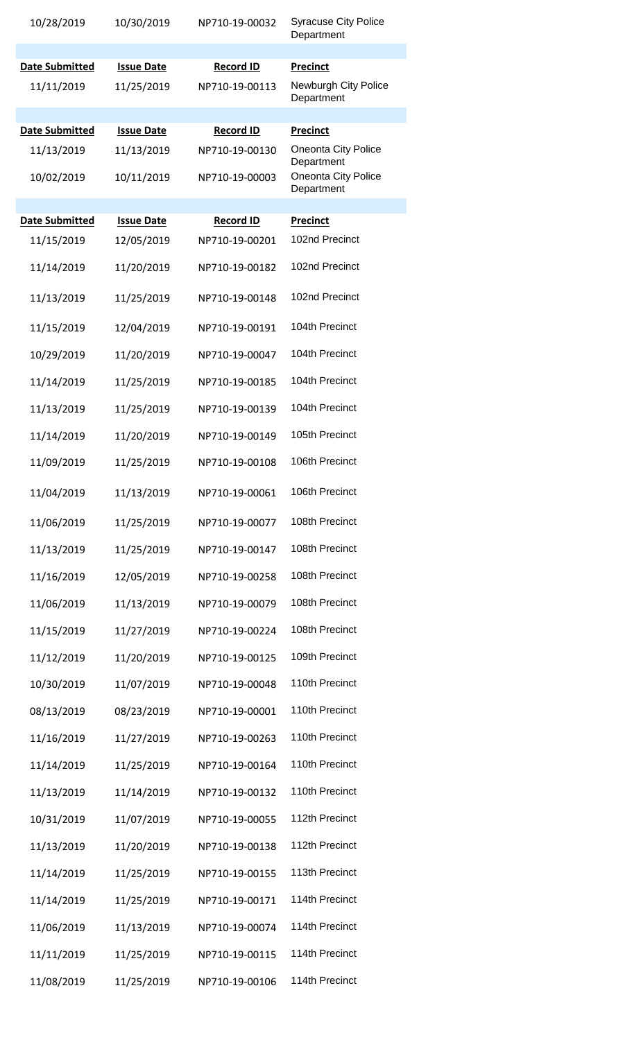| Date Submitted | Issue Date | Record ID | Precinct |
|---|---|---|---|
| 10/28/2019 | 10/30/2019 | NP710-19-00032 | Syracuse City Police Department |

| Date Submitted | Issue Date | Record ID | Precinct |
|---|---|---|---|
| 11/11/2019 | 11/25/2019 | NP710-19-00113 | Newburgh City Police Department |

| Date Submitted | Issue Date | Record ID | Precinct |
|---|---|---|---|
| 11/13/2019 | 11/13/2019 | NP710-19-00130 | Oneonta City Police Department |
| 10/02/2019 | 10/11/2019 | NP710-19-00003 | Oneonta City Police Department |

| Date Submitted | Issue Date | Record ID | Precinct |
|---|---|---|---|
| 11/15/2019 | 12/05/2019 | NP710-19-00201 | 102nd Precinct |
| 11/14/2019 | 11/20/2019 | NP710-19-00182 | 102nd Precinct |
| 11/13/2019 | 11/25/2019 | NP710-19-00148 | 102nd Precinct |
| 11/15/2019 | 12/04/2019 | NP710-19-00191 | 104th Precinct |
| 10/29/2019 | 11/20/2019 | NP710-19-00047 | 104th Precinct |
| 11/14/2019 | 11/25/2019 | NP710-19-00185 | 104th Precinct |
| 11/13/2019 | 11/25/2019 | NP710-19-00139 | 104th Precinct |
| 11/14/2019 | 11/20/2019 | NP710-19-00149 | 105th Precinct |
| 11/09/2019 | 11/25/2019 | NP710-19-00108 | 106th Precinct |
| 11/04/2019 | 11/13/2019 | NP710-19-00061 | 106th Precinct |
| 11/06/2019 | 11/25/2019 | NP710-19-00077 | 108th Precinct |
| 11/13/2019 | 11/25/2019 | NP710-19-00147 | 108th Precinct |
| 11/16/2019 | 12/05/2019 | NP710-19-00258 | 108th Precinct |
| 11/06/2019 | 11/13/2019 | NP710-19-00079 | 108th Precinct |
| 11/15/2019 | 11/27/2019 | NP710-19-00224 | 108th Precinct |
| 11/12/2019 | 11/20/2019 | NP710-19-00125 | 109th Precinct |
| 10/30/2019 | 11/07/2019 | NP710-19-00048 | 110th Precinct |
| 08/13/2019 | 08/23/2019 | NP710-19-00001 | 110th Precinct |
| 11/16/2019 | 11/27/2019 | NP710-19-00263 | 110th Precinct |
| 11/14/2019 | 11/25/2019 | NP710-19-00164 | 110th Precinct |
| 11/13/2019 | 11/14/2019 | NP710-19-00132 | 110th Precinct |
| 10/31/2019 | 11/07/2019 | NP710-19-00055 | 112th Precinct |
| 11/13/2019 | 11/20/2019 | NP710-19-00138 | 112th Precinct |
| 11/14/2019 | 11/25/2019 | NP710-19-00155 | 113th Precinct |
| 11/14/2019 | 11/25/2019 | NP710-19-00171 | 114th Precinct |
| 11/06/2019 | 11/13/2019 | NP710-19-00074 | 114th Precinct |
| 11/11/2019 | 11/25/2019 | NP710-19-00115 | 114th Precinct |
| 11/08/2019 | 11/25/2019 | NP710-19-00106 | 114th Precinct |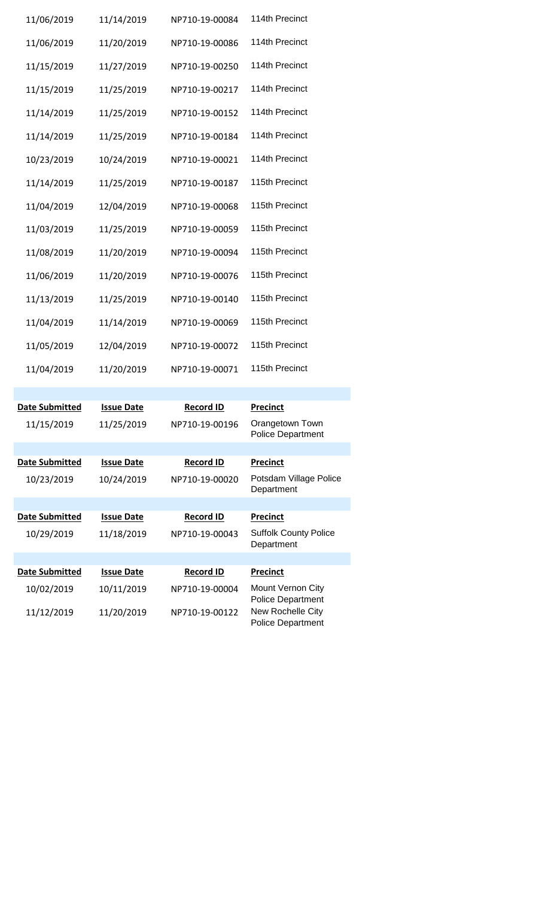| | | | |
|---|---|---|---|
| 11/06/2019 | 11/14/2019 | NP710-19-00084 | 114th Precinct |
| 11/06/2019 | 11/20/2019 | NP710-19-00086 | 114th Precinct |
| 11/15/2019 | 11/27/2019 | NP710-19-00250 | 114th Precinct |
| 11/15/2019 | 11/25/2019 | NP710-19-00217 | 114th Precinct |
| 11/14/2019 | 11/25/2019 | NP710-19-00152 | 114th Precinct |
| 11/14/2019 | 11/25/2019 | NP710-19-00184 | 114th Precinct |
| 10/23/2019 | 10/24/2019 | NP710-19-00021 | 114th Precinct |
| 11/14/2019 | 11/25/2019 | NP710-19-00187 | 115th Precinct |
| 11/04/2019 | 12/04/2019 | NP710-19-00068 | 115th Precinct |
| 11/03/2019 | 11/25/2019 | NP710-19-00059 | 115th Precinct |
| 11/08/2019 | 11/20/2019 | NP710-19-00094 | 115th Precinct |
| 11/06/2019 | 11/20/2019 | NP710-19-00076 | 115th Precinct |
| 11/13/2019 | 11/25/2019 | NP710-19-00140 | 115th Precinct |
| 11/04/2019 | 11/14/2019 | NP710-19-00069 | 115th Precinct |
| 11/05/2019 | 12/04/2019 | NP710-19-00072 | 115th Precinct |
| 11/04/2019 | 11/20/2019 | NP710-19-00071 | 115th Precinct |

| Date Submitted | Issue Date | Record ID | Precinct |
|---|---|---|---|
| 11/15/2019 | 11/25/2019 | NP710-19-00196 | Orangetown Town Police Department |

| Date Submitted | Issue Date | Record ID | Precinct |
|---|---|---|---|
| 10/23/2019 | 10/24/2019 | NP710-19-00020 | Potsdam Village Police Department |

| Date Submitted | Issue Date | Record ID | Precinct |
|---|---|---|---|
| 10/29/2019 | 11/18/2019 | NP710-19-00043 | Suffolk County Police Department |

| Date Submitted | Issue Date | Record ID | Precinct |
|---|---|---|---|
| 10/02/2019 | 10/11/2019 | NP710-19-00004 | Mount Vernon City Police Department |
| 11/12/2019 | 11/20/2019 | NP710-19-00122 | New Rochelle City Police Department |